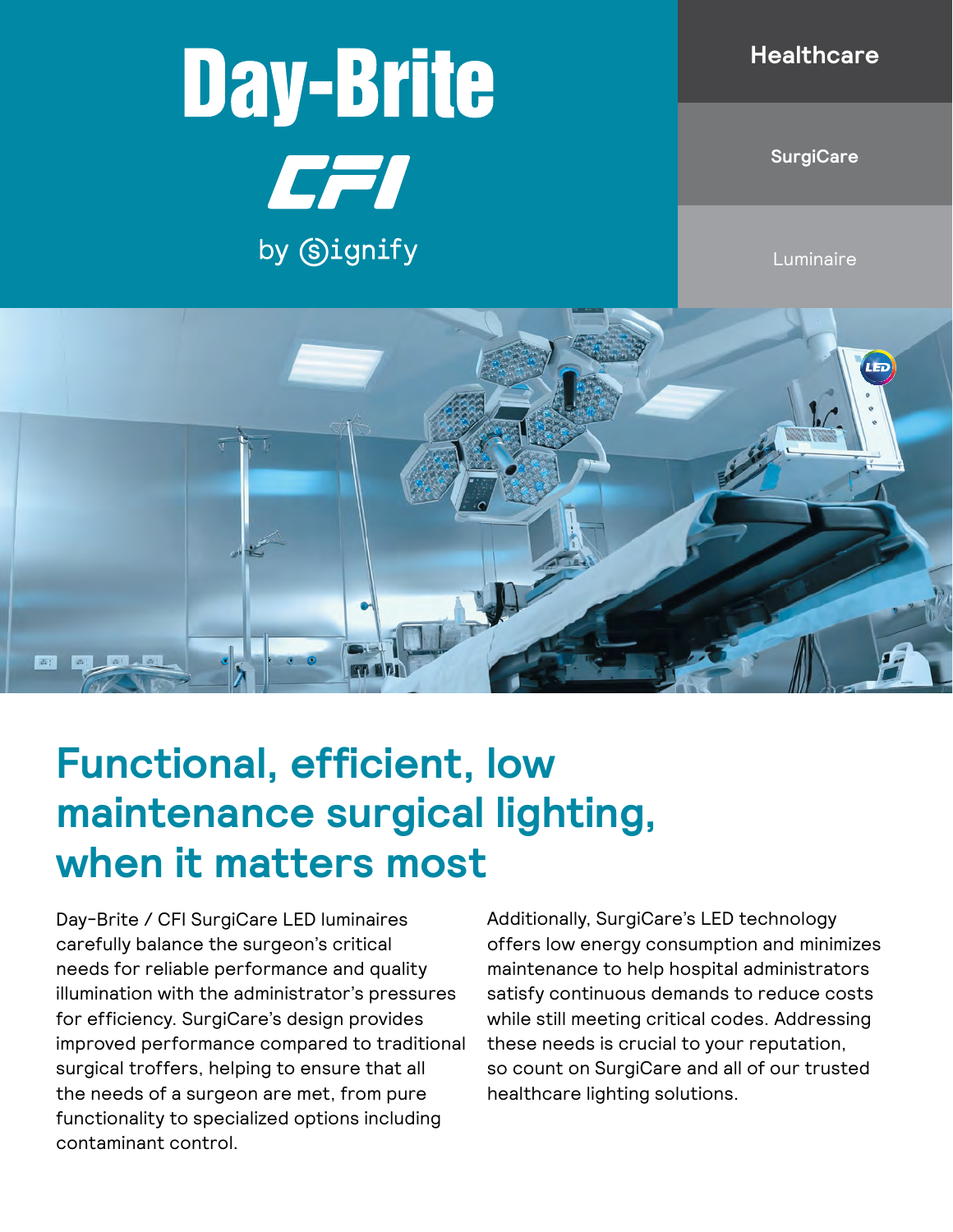# Day-Brite CFI by Signify

Healthcare

SurgiCare

Luminaire

## Functional, efficient, low maintenance surgical lighting, when it matters most

Day-Brite / CFI SurgiCare LED luminaires carefully balance the surgeon's critical needs for reliable performance and quality illumination with the administrator's pressures for efficiency. SurgiCare's design provides improved performance compared to traditional surgical troffers, helping to ensure that all the needs of a surgeon are met, from pure functionality to specialized options including contaminant control.

Additionally, SurgiCare's LED technology offers low energy consumption and minimizes maintenance to help hospital administrators satisfy continuous demands to reduce costs while still meeting critical codes. Addressing these needs is crucial to your reputation, so count on SurgiCare and all of our trusted healthcare lighting solutions.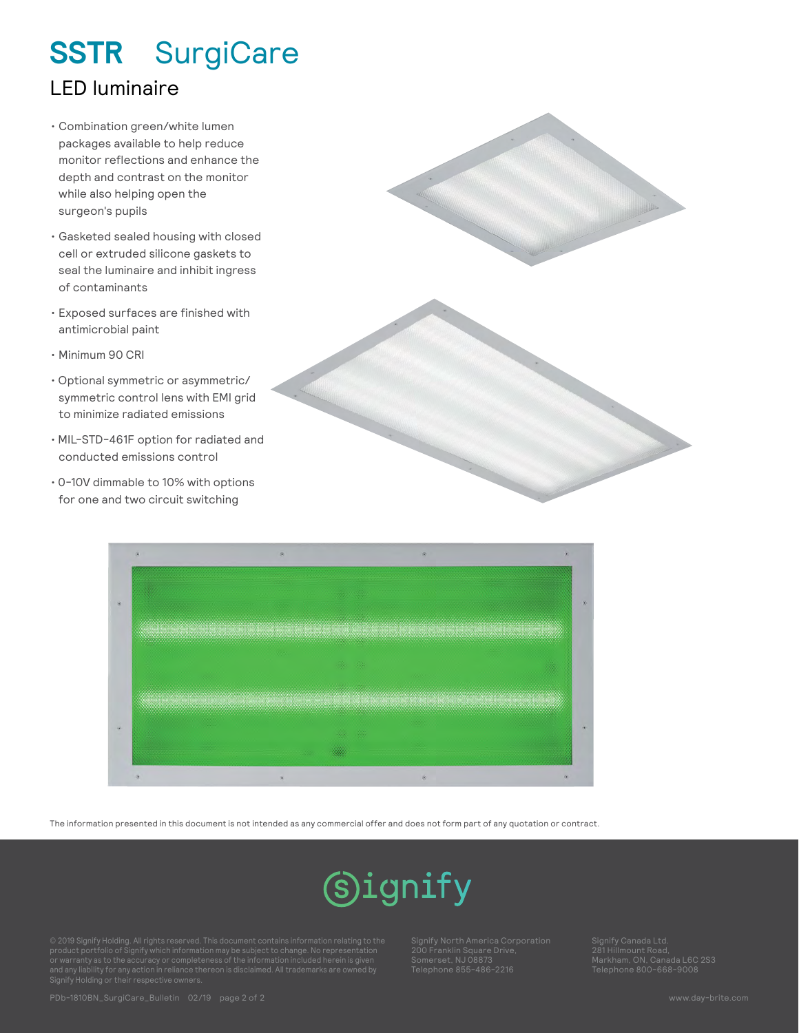# SSTR SurgiCare

## LED luminaire

- Combination green/white lumen packages available to help reduce monitor reflections and enhance the depth and contrast on the monitor while also helping open the surgeon's pupils
- Gasketed sealed housing with closed cell or extruded silicone gaskets to seal the luminaire and inhibit ingress of contaminants
- Exposed surfaces are finished with antimicrobial paint
- Minimum 90 CRI
- Optional symmetric or asymmetric/symmetric control lens with EMI grid to minimize radiated emissions
- MIL-STD-461F option for radiated and conducted emissions control
- 0-10V dimmable to 10% with options for one and two circuit switching

The information presented in this document is not intended as any commercial offer and does not form part of any quotation or contract.

signify

© 2019 Signify Holding. All rights reserved. This document contains information relating to the product portfolio of Signify which information may be subject to change. No representation or warranty as to the accuracy or completeness of the information included herein is given and any liability for any action in reliance thereon is disclaimed. All trademarks are owned by Signify Holding or their respective owners.

Signify North America Corporation
200 Franklin Square Drive,
Somerset, NJ 08873
Telephone 855-486-2216

Signify Canada Ltd.
281 Hillmount Road,
Markham, ON, Canada L6C 2S3
Telephone 800-668-9008

PDb-1810BN_SurgiCare_Bulletin 02/19

www.day-brite.com